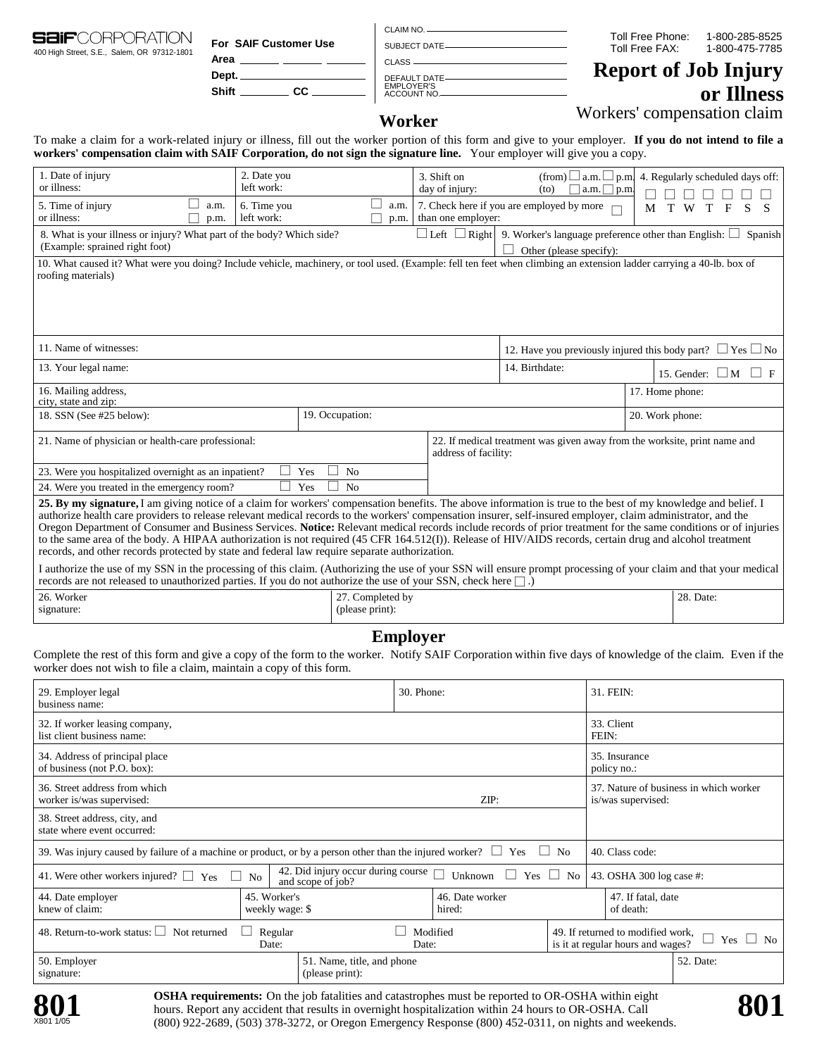**SAIF** CORPORATION
400 High Street, S.E., Salem, OR 97312-1801

**For SAIF Customer Use**

Area ______ ______ ______

Dept. ______

Shift ______ CC ______

CLAIM NO. ______

SUBJECT DATE ______

CLASS ______

DEFAULT DATE ______

EMPLOYER'S ACCOUNT NO. ______

Toll Free Phone: 1-800-285-8525
Toll Free FAX: 1-800-475-7785

# Report of Job Injury or Illness

Workers' compensation claim

## Worker

To make a claim for a work-related injury or illness, fill out the worker portion of this form and give to your employer. **If you do not intend to file a workers' compensation claim with SAIF Corporation, do not sign the signature line.** Your employer will give you a copy.

| | | | |
|---|---|---|---|
| 1. Date of injury or illness: | 2. Date you left work: | 3. Shift on day of injury: (from) ☐ a.m. ☐ p.m. (to) ☐ a.m. ☐ p.m. | 4. Regularly scheduled days off: ☐ M ☐ T ☐ W ☐ T ☐ F ☐ S ☐ S |
| 5. Time of injury or illness: ☐ a.m. ☐ p.m. | 6. Time you left work: ☐ a.m. ☐ p.m. | 7. Check here if you are employed by more than one employer: ☐ | |
| 8. What is your illness or injury? What part of the body? Which side? (Example: sprained right foot) ☐ Left ☐ Right | | 9. Worker's language preference other than English: ☐ Spanish ☐ Other (please specify): | |
| 10. What caused it? What were you doing? Include vehicle, machinery, or tool used. (Example: fell ten feet when climbing an extension ladder carrying a 40-lb. box of roofing materials) | | | |
| 11. Name of witnesses: | | 12. Have you previously injured this body part? ☐ Yes ☐ No | |
| 13. Your legal name: | | 14. Birthdate: | 15. Gender: ☐ M ☐ F |
| 16. Mailing address, city, state and zip: | | | 17. Home phone: |
| 18. SSN (See #25 below): | 19. Occupation: | | 20. Work phone: |
| 21. Name of physician or health-care professional: | | 22. If medical treatment was given away from the worksite, print name and address of facility: | |
| 23. Were you hospitalized overnight as an inpatient? ☐ Yes ☐ No | | | |
| 24. Were you treated in the emergency room? ☐ Yes ☐ No | | | |

**25. By my signature,** I am giving notice of a claim for workers' compensation benefits. The above information is true to the best of my knowledge and belief. I authorize health care providers to release relevant medical records to the workers' compensation insurer, self-insured employer, claim administrator, and the Oregon Department of Consumer and Business Services. **Notice:** Relevant medical records include records of prior treatment for the same conditions or of injuries to the same area of the body. A HIPAA authorization is not required (45 CFR 164.512(I)). Release of HIV/AIDS records, certain drug and alcohol treatment records, and other records protected by state and federal law require separate authorization.

I authorize the use of my SSN in the processing of this claim. (Authorizing the use of your SSN will ensure prompt processing of your claim and that your medical records are not released to unauthorized parties. If you do not authorize the use of your SSN, check here ☐.)

| | | |
|---|---|---|
| 26. Worker signature: | 27. Completed by (please print): | 28. Date: |

## Employer

Complete the rest of this form and give a copy of the form to the worker. Notify SAIF Corporation within five days of knowledge of the claim. Even if the worker does not wish to file a claim, maintain a copy of this form.

| | | | |
|---|---|---|---|
| 29. Employer legal business name: | 30. Phone: | | 31. FEIN: |
| 32. If worker leasing company, list client business name: | | | 33. Client FEIN: |
| 34. Address of principal place of business (not P.O. box): | | | 35. Insurance policy no.: |
| 36. Street address from which worker is/was supervised: ZIP: | | | 37. Nature of business in which worker is/was supervised: |
| 38. Street address, city, and state where event occurred: | | | |
| 39. Was injury caused by failure of a machine or product, or by a person other than the injured worker? ☐ Yes ☐ No | | | 40. Class code: |
| 41. Were other workers injured? ☐ Yes ☐ No | 42. Did injury occur during course and scope of job? ☐ Unknown ☐ Yes ☐ No | | 43. OSHA 300 log case #: |
| 44. Date employer knew of claim: | 45. Worker's weekly wage: $ | 46. Date worker hired: | 47. If fatal, date of death: |
| 48. Return-to-work status: ☐ Not returned ☐ Regular Date: ☐ Modified Date: | | 49. If returned to modified work, is it at regular hours and wages? ☐ Yes ☐ No | |
| 50. Employer signature: | 51. Name, title, and phone (please print): | | 52. Date: |

**801**
X801 1/05

**OSHA requirements:** On the job fatalities and catastrophes must be reported to OR-OSHA within eight hours. Report any accident that results in overnight hospitalization within 24 hours to OR-OSHA. Call (800) 922-2689, (503) 378-3272, or Oregon Emergency Response (800) 452-0311, on nights and weekends.

**801**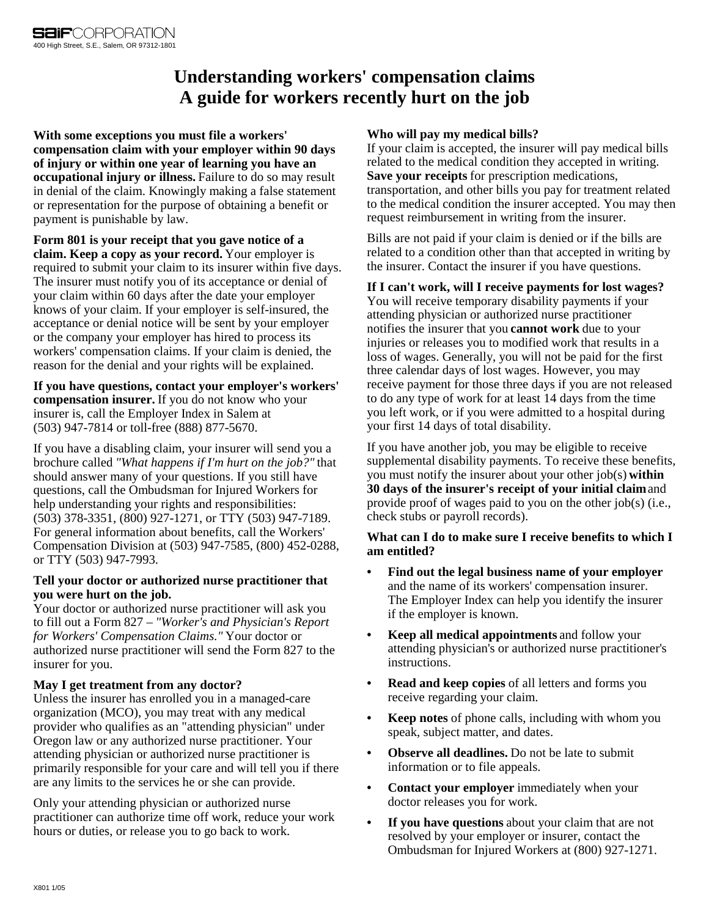SAIF CORPORATION
400 High Street, S.E., Salem, OR 97312-1801

# Understanding workers' compensation claims
# A guide for workers recently hurt on the job

**With some exceptions you must file a workers' compensation claim with your employer within 90 days of injury or within one year of learning you have an occupational injury or illness.** Failure to do so may result in denial of the claim. Knowingly making a false statement or representation for the purpose of obtaining a benefit or payment is punishable by law.

**Form 801 is your receipt that you gave notice of a claim. Keep a copy as your record.** Your employer is required to submit your claim to its insurer within five days. The insurer must notify you of its acceptance or denial of your claim within 60 days after the date your employer knows of your claim. If your employer is self-insured, the acceptance or denial notice will be sent by your employer or the company your employer has hired to process its workers' compensation claims. If your claim is denied, the reason for the denial and your rights will be explained.

**If you have questions, contact your employer's workers' compensation insurer.** If you do not know who your insurer is, call the Employer Index in Salem at (503) 947-7814 or toll-free (888) 877-5670.

If you have a disabling claim, your insurer will send you a brochure called *"What happens if I'm hurt on the job?"* that should answer many of your questions. If you still have questions, call the Ombudsman for Injured Workers for help understanding your rights and responsibilities: (503) 378-3351, (800) 927-1271, or TTY (503) 947-7189. For general information about benefits, call the Workers' Compensation Division at (503) 947-7585, (800) 452-0288, or TTY (503) 947-7993.

**Tell your doctor or authorized nurse practitioner that you were hurt on the job.**
Your doctor or authorized nurse practitioner will ask you to fill out a Form 827 – *"Worker's and Physician's Report for Workers' Compensation Claims."* Your doctor or authorized nurse practitioner will send the Form 827 to the insurer for you.

**May I get treatment from any doctor?**
Unless the insurer has enrolled you in a managed-care organization (MCO), you may treat with any medical provider who qualifies as an "attending physician" under Oregon law or any authorized nurse practitioner. Your attending physician or authorized nurse practitioner is primarily responsible for your care and will tell you if there are any limits to the services he or she can provide.

Only your attending physician or authorized nurse practitioner can authorize time off work, reduce your work hours or duties, or release you to go back to work.

**Who will pay my medical bills?**
If your claim is accepted, the insurer will pay medical bills related to the medical condition they accepted in writing. **Save your receipts** for prescription medications, transportation, and other bills you pay for treatment related to the medical condition the insurer accepted. You may then request reimbursement in writing from the insurer.

Bills are not paid if your claim is denied or if the bills are related to a condition other than that accepted in writing by the insurer. Contact the insurer if you have questions.

**If I can't work, will I receive payments for lost wages?**
You will receive temporary disability payments if your attending physician or authorized nurse practitioner notifies the insurer that you **cannot work** due to your injuries or releases you to modified work that results in a loss of wages. Generally, you will not be paid for the first three calendar days of lost wages. However, you may receive payment for those three days if you are not released to do any type of work for at least 14 days from the time you left work, or if you were admitted to a hospital during your first 14 days of total disability.

If you have another job, you may be eligible to receive supplemental disability payments. To receive these benefits, you must notify the insurer about your other job(s) **within 30 days of the insurer's receipt of your initial claim** and provide proof of wages paid to you on the other job(s) (i.e., check stubs or payroll records).

**What can I do to make sure I receive benefits to which I am entitled?**

- **Find out the legal business name of your employer** and the name of its workers' compensation insurer. The Employer Index can help you identify the insurer if the employer is known.
- **Keep all medical appointments** and follow your attending physician's or authorized nurse practitioner's instructions.
- **Read and keep copies** of all letters and forms you receive regarding your claim.
- **Keep notes** of phone calls, including with whom you speak, subject matter, and dates.
- **Observe all deadlines.** Do not be late to submit information or to file appeals.
- **Contact your employer** immediately when your doctor releases you for work.
- **If you have questions** about your claim that are not resolved by your employer or insurer, contact the Ombudsman for Injured Workers at (800) 927-1271.

X801 1/05